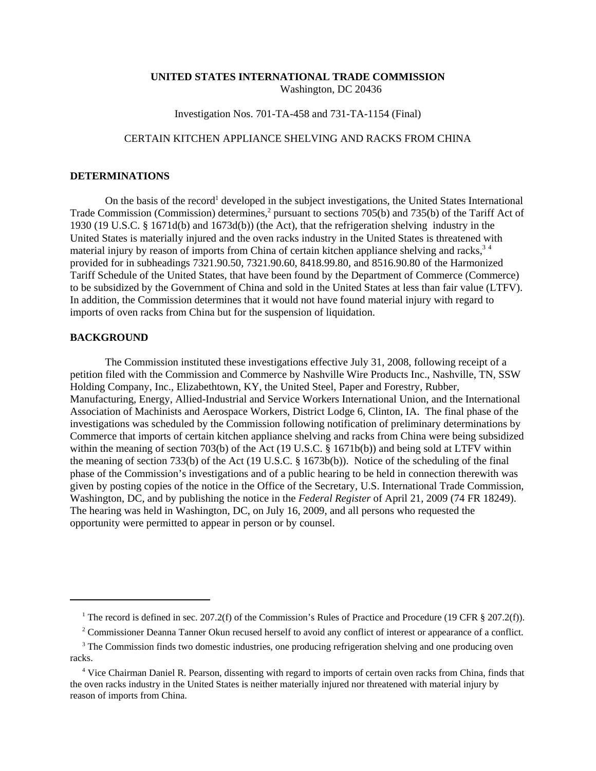**UNITED STATES INTERNATIONAL TRADE COMMISSION**
Washington, DC 20436

Investigation Nos. 701-TA-458 and 731-TA-1154 (Final)

CERTAIN KITCHEN APPLIANCE SHELVING AND RACKS FROM CHINA

## DETERMINATIONS

On the basis of the record[1] developed in the subject investigations, the United States International Trade Commission (Commission) determines,[2] pursuant to sections 705(b) and 735(b) of the Tariff Act of 1930 (19 U.S.C. § 1671d(b) and 1673d(b)) (the Act), that the refrigeration shelving industry in the United States is materially injured and the oven racks industry in the United States is threatened with material injury by reason of imports from China of certain kitchen appliance shelving and racks,[3] [4] provided for in subheadings 7321.90.50, 7321.90.60, 8418.99.80, and 8516.90.80 of the Harmonized Tariff Schedule of the United States, that have been found by the Department of Commerce (Commerce) to be subsidized by the Government of China and sold in the United States at less than fair value (LTFV). In addition, the Commission determines that it would not have found material injury with regard to imports of oven racks from China but for the suspension of liquidation.

## BACKGROUND

The Commission instituted these investigations effective July 31, 2008, following receipt of a petition filed with the Commission and Commerce by Nashville Wire Products Inc., Nashville, TN, SSW Holding Company, Inc., Elizabethtown, KY, the United Steel, Paper and Forestry, Rubber, Manufacturing, Energy, Allied-Industrial and Service Workers International Union, and the International Association of Machinists and Aerospace Workers, District Lodge 6, Clinton, IA. The final phase of the investigations was scheduled by the Commission following notification of preliminary determinations by Commerce that imports of certain kitchen appliance shelving and racks from China were being subsidized within the meaning of section 703(b) of the Act (19 U.S.C. § 1671b(b)) and being sold at LTFV within the meaning of section 733(b) of the Act (19 U.S.C. § 1673b(b)). Notice of the scheduling of the final phase of the Commission's investigations and of a public hearing to be held in connection therewith was given by posting copies of the notice in the Office of the Secretary, U.S. International Trade Commission, Washington, DC, and by publishing the notice in the *Federal Register* of April 21, 2009 (74 FR 18249). The hearing was held in Washington, DC, on July 16, 2009, and all persons who requested the opportunity were permitted to appear in person or by counsel.

---

[1] The record is defined in sec. 207.2(f) of the Commission's Rules of Practice and Procedure (19 CFR § 207.2(f)).

[2] Commissioner Deanna Tanner Okun recused herself to avoid any conflict of interest or appearance of a conflict.

[3] The Commission finds two domestic industries, one producing refrigeration shelving and one producing oven racks.

[4] Vice Chairman Daniel R. Pearson, dissenting with regard to imports of certain oven racks from China, finds that the oven racks industry in the United States is neither materially injured nor threatened with material injury by reason of imports from China.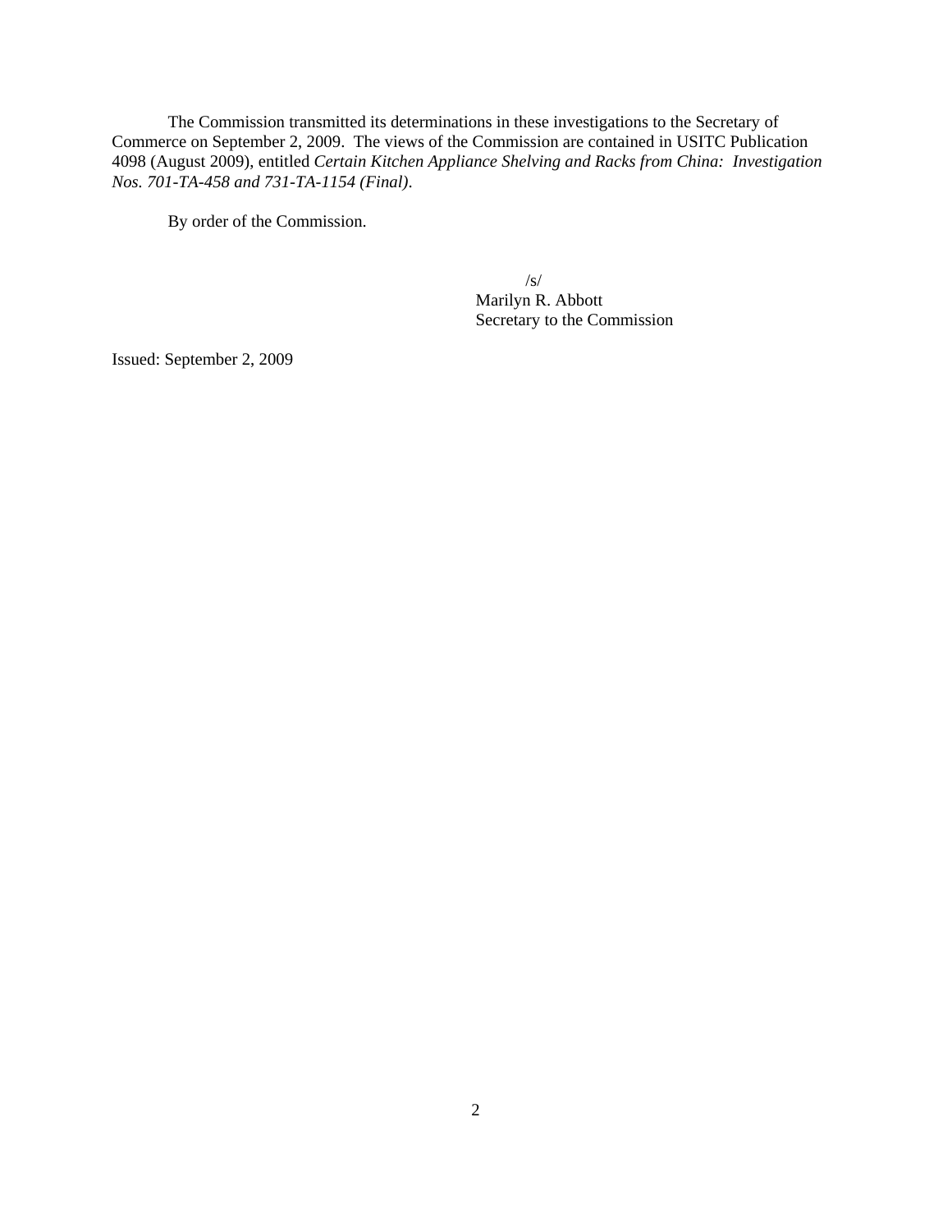The Commission transmitted its determinations in these investigations to the Secretary of Commerce on September 2, 2009. The views of the Commission are contained in USITC Publication 4098 (August 2009), entitled *Certain Kitchen Appliance Shelving and Racks from China: Investigation Nos. 701-TA-458 and 731-TA-1154 (Final)*.

By order of the Commission.

/s/
Marilyn R. Abbott
Secretary to the Commission

Issued: September 2, 2009